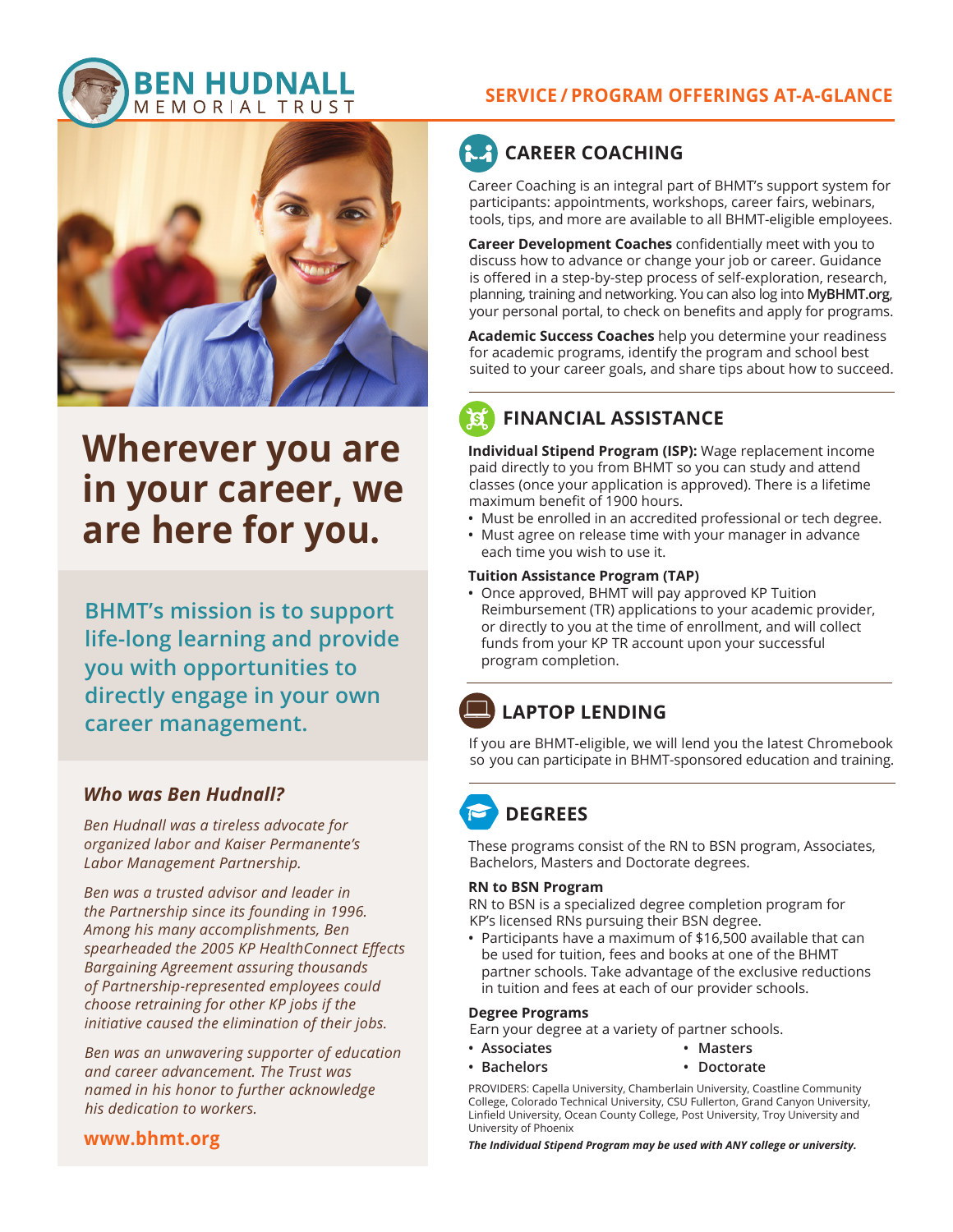# BEN HUDNALL MEMORIAL TRUST

# Wherever you are in your career, we are here for you.

**BHMT's mission is to support life-long learning and provide you with opportunities to directly engage in your own career management.**

### *Who was Ben Hudnall?*

*Ben Hudnall was a tireless advocate for organized labor and Kaiser Permanente's Labor Management Partnership.*

*Ben was a trusted advisor and leader in the Partnership since its founding in 1996. Among his many accomplishments, Ben spearheaded the 2005 KP HealthConnect Effects Bargaining Agreement assuring thousands of Partnership-represented employees could choose retraining for other KP jobs if the initiative caused the elimination of their jobs.*

*Ben was an unwavering supporter of education and career advancement. The Trust was named in his honor to further acknowledge his dedication to workers.*

**www.bhmt.org**

## SERVICE / PROGRAM OFFERINGS AT-A-GLANCE

### CAREER COACHING

Career Coaching is an integral part of BHMT's support system for participants: appointments, workshops, career fairs, webinars, tools, tips, and more are available to all BHMT-eligible employees.

**Career Development Coaches** confidentially meet with you to discuss how to advance or change your job or career. Guidance is offered in a step-by-step process of self-exploration, research, planning, training and networking. You can also log into **MyBHMT.org**, your personal portal, to check on benefits and apply for programs.

**Academic Success Coaches** help you determine your readiness for academic programs, identify the program and school best suited to your career goals, and share tips about how to succeed.

### FINANCIAL ASSISTANCE

**Individual Stipend Program (ISP):** Wage replacement income paid directly to you from BHMT so you can study and attend classes (once your application is approved). There is a lifetime maximum benefit of 1900 hours.

- Must be enrolled in an accredited professional or tech degree.
- Must agree on release time with your manager in advance each time you wish to use it.

**Tuition Assistance Program (TAP)**

- Once approved, BHMT will pay approved KP Tuition Reimbursement (TR) applications to your academic provider, or directly to you at the time of enrollment, and will collect funds from your KP TR account upon your successful program completion.

### LAPTOP LENDING

If you are BHMT-eligible, we will lend you the latest Chromebook so you can participate in BHMT-sponsored education and training.

### DEGREES

These programs consist of the RN to BSN program, Associates, Bachelors, Masters and Doctorate degrees.

**RN to BSN Program**

RN to BSN is a specialized degree completion program for KP's licensed RNs pursuing their BSN degree.

- Participants have a maximum of $16,500 available that can be used for tuition, fees and books at one of the BHMT partner schools. Take advantage of the exclusive reductions in tuition and fees at each of our provider schools.

**Degree Programs**

Earn your degree at a variety of partner schools.

- Associates
- Bachelors
- Masters
- Doctorate

PROVIDERS: Capella University, Chamberlain University, Coastline Community College, Colorado Technical University, CSU Fullerton, Grand Canyon University, Linfield University, Ocean County College, Post University, Troy University and University of Phoenix

***The Individual Stipend Program may be used with ANY college or university.***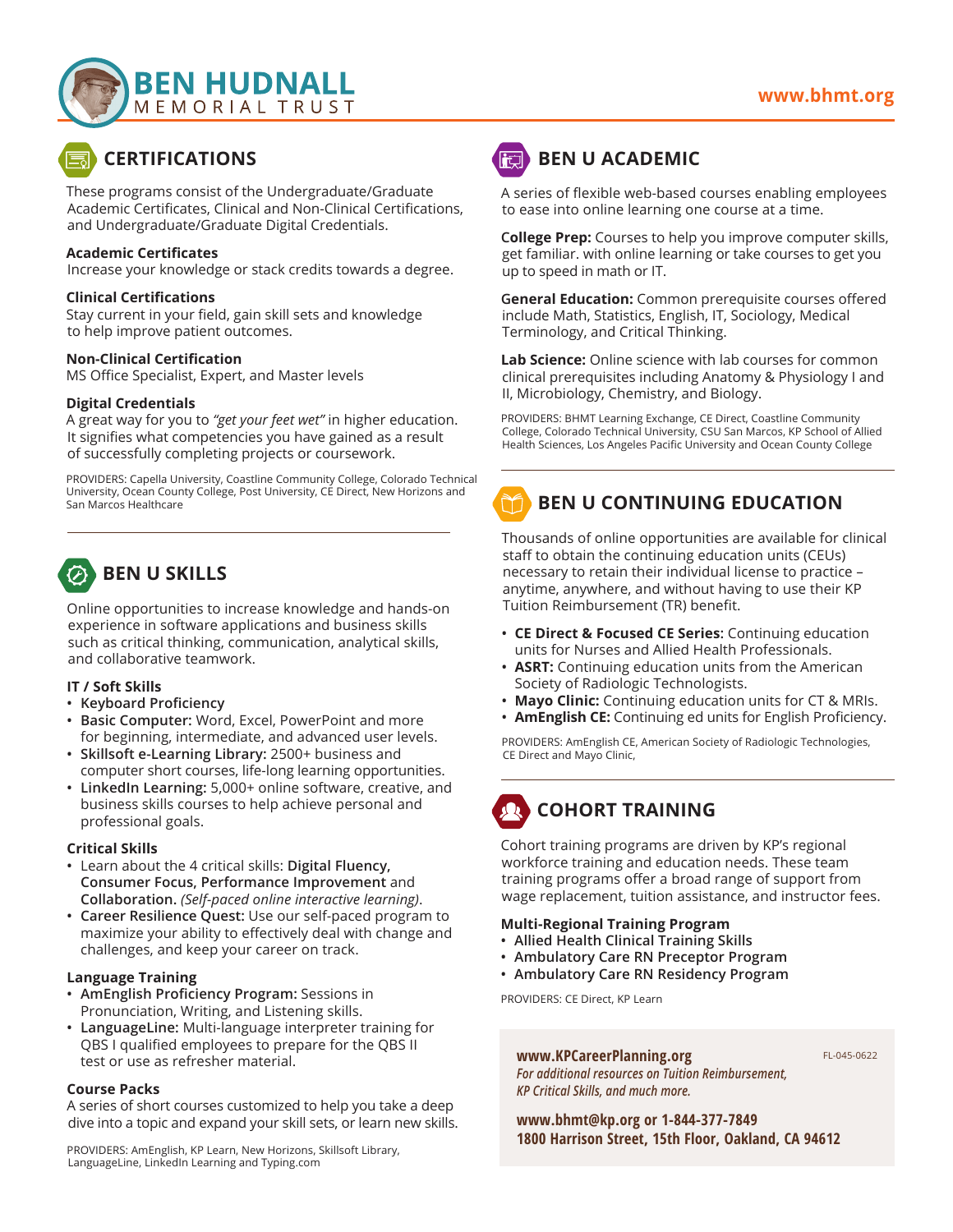# BEN HUDNALL MEMORIAL TRUST

www.bhmt.org

## CERTIFICATIONS

These programs consist of the Undergraduate/Graduate Academic Certificates, Clinical and Non-Clinical Certifications, and Undergraduate/Graduate Digital Credentials.

**Academic Certificates**
Increase your knowledge or stack credits towards a degree.

**Clinical Certifications**
Stay current in your field, gain skill sets and knowledge to help improve patient outcomes.

**Non-Clinical Certification**
MS Office Specialist, Expert, and Master levels

**Digital Credentials**
A great way for you to *"get your feet wet"* in higher education. It signifies what competencies you have gained as a result of successfully completing projects or coursework.

PROVIDERS: Capella University, Coastline Community College, Colorado Technical University, Ocean County College, Post University, CE Direct, New Horizons and San Marcos Healthcare

## BEN U SKILLS

Online opportunities to increase knowledge and hands-on experience in software applications and business skills such as critical thinking, communication, analytical skills, and collaborative teamwork.

**IT / Soft Skills**
- **Keyboard Proficiency**
- **Basic Computer:** Word, Excel, PowerPoint and more for beginning, intermediate, and advanced user levels.
- **Skillsoft e-Learning Library:** 2500+ business and computer short courses, life-long learning opportunities.
- **LinkedIn Learning:** 5,000+ online software, creative, and business skills courses to help achieve personal and professional goals.

**Critical Skills**
- Learn about the 4 critical skills: **Digital Fluency, Consumer Focus, Performance Improvement** and **Collaboration.** *(Self-paced online interactive learning)*.
- **Career Resilience Quest:** Use our self-paced program to maximize your ability to effectively deal with change and challenges, and keep your career on track.

**Language Training**
- **AmEnglish Proficiency Program:** Sessions in Pronunciation, Writing, and Listening skills.
- **LanguageLine:** Multi-language interpreter training for QBS I qualified employees to prepare for the QBS II test or use as refresher material.

**Course Packs**
A series of short courses customized to help you take a deep dive into a topic and expand your skill sets, or learn new skills.

PROVIDERS: AmEnglish, KP Learn, New Horizons, Skillsoft Library, LanguageLine, LinkedIn Learning and Typing.com

## BEN U ACADEMIC

A series of flexible web-based courses enabling employees to ease into online learning one course at a time.

**College Prep:** Courses to help you improve computer skills, get familiar. with online learning or take courses to get you up to speed in math or IT.

**General Education:** Common prerequisite courses offered include Math, Statistics, English, IT, Sociology, Medical Terminology, and Critical Thinking.

**Lab Science:** Online science with lab courses for common clinical prerequisites including Anatomy & Physiology I and II, Microbiology, Chemistry, and Biology.

PROVIDERS: BHMT Learning Exchange, CE Direct, Coastline Community College, Colorado Technical University, CSU San Marcos, KP School of Allied Health Sciences, Los Angeles Pacific University and Ocean County College

## BEN U CONTINUING EDUCATION

Thousands of online opportunities are available for clinical staff to obtain the continuing education units (CEUs) necessary to retain their individual license to practice – anytime, anywhere, and without having to use their KP Tuition Reimbursement (TR) benefit.

- **CE Direct & Focused CE Series:** Continuing education units for Nurses and Allied Health Professionals.
- **ASRT:** Continuing education units from the American Society of Radiologic Technologists.
- **Mayo Clinic:** Continuing education units for CT & MRIs.
- **AmEnglish CE:** Continuing ed units for English Proficiency.

PROVIDERS: AmEnglish CE, American Society of Radiologic Technologies, CE Direct and Mayo Clinic,

## COHORT TRAINING

Cohort training programs are driven by KP's regional workforce training and education needs. These team training programs offer a broad range of support from wage replacement, tuition assistance, and instructor fees.

**Multi-Regional Training Program**
- **Allied Health Clinical Training Skills**
- **Ambulatory Care RN Preceptor Program**
- **Ambulatory Care RN Residency Program**

PROVIDERS: CE Direct, KP Learn

**www.KPCareerPlanning.org**
*For additional resources on Tuition Reimbursement, KP Critical Skills, and much more.*

FL-045-0622

**www.bhmt@kp.org or 1-844-377-7849**
**1800 Harrison Street, 15th Floor, Oakland, CA 94612**